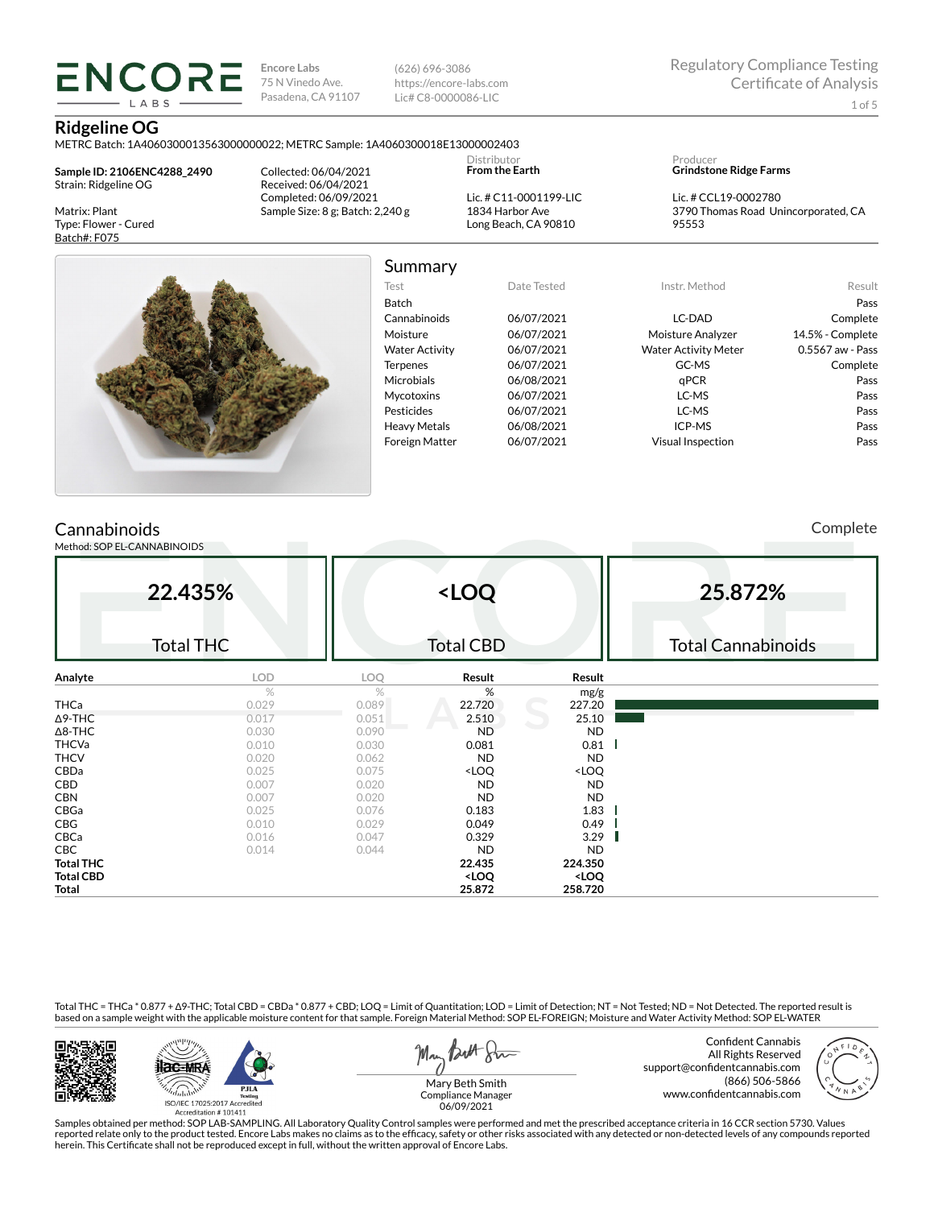**ENCORE LABS**

Encore Labs
75 N Vinedo Ave.
Pasadena, CA 91107

(626) 696-3086
https://encore-labs.com
Lic# C8-0000086-LIC

Regulatory Compliance Testing
Certificate of Analysis

# Ridgeline OG

METRC Batch: 1A4060300013563000000022; METRC Sample: 1A4060300018E13000002403

**Sample ID: 2106ENC4288_2490**
Strain: Ridgeline OG

Matrix: Plant
Type: Flower - Cured
Batch#: F075

Collected: 06/04/2021
Received: 06/04/2021
Completed: 06/09/2021
Sample Size: 8 g; Batch: 2,240 g

Distributor
**From the Earth**

Lic. # C11-0001199-LIC
1834 Harbor Ave
Long Beach, CA 90810

Producer
**Grindstone Ridge Farms**

Lic. # CCL19-0002780
3790 Thomas Road Unincorporated, CA 95553

## Summary

| Test | Date Tested | Instr. Method | Result |
|---|---|---|---|
| Batch | | | Pass |
| Cannabinoids | 06/07/2021 | LC-DAD | Complete |
| Moisture | 06/07/2021 | Moisture Analyzer | 14.5% - Complete |
| Water Activity | 06/07/2021 | Water Activity Meter | 0.5567 aw - Pass |
| Terpenes | 06/07/2021 | GC-MS | Complete |
| Microbials | 06/08/2021 | qPCR | Pass |
| Mycotoxins | 06/07/2021 | LC-MS | Pass |
| Pesticides | 06/07/2021 | LC-MS | Pass |
| Heavy Metals | 06/08/2021 | ICP-MS | Pass |
| Foreign Matter | 06/07/2021 | Visual Inspection | Pass |

## Cannabinoids

Complete

Method: SOP EL-CANNABINOIDS

| 22.435% | <LOQ | 25.872% |
|---|---|---|
| Total THC | Total CBD | Total Cannabinoids |

| Analyte | LOD | LOQ | Result | Result |
|---|---|---|---|---|
| | % | % | % | mg/g |
| THCa | 0.029 | 0.089 | 22.720 | 227.20 |
| Δ9-THC | 0.017 | 0.051 | 2.510 | 25.10 |
| Δ8-THC | 0.030 | 0.090 | ND | ND |
| THCVa | 0.010 | 0.030 | 0.081 | 0.81 |
| THCV | 0.020 | 0.062 | ND | ND |
| CBDa | 0.025 | 0.075 | <LOQ | <LOQ |
| CBD | 0.007 | 0.020 | ND | ND |
| CBN | 0.007 | 0.020 | ND | ND |
| CBGa | 0.025 | 0.076 | 0.183 | 1.83 |
| CBG | 0.010 | 0.029 | 0.049 | 0.49 |
| CBCa | 0.016 | 0.047 | 0.329 | 3.29 |
| CBC | 0.014 | 0.044 | ND | ND |
| **Total THC** | | | **22.435** | **224.350** |
| **Total CBD** | | | **<LOQ** | **<LOQ** |
| **Total** | | | **25.872** | **258.720** |

Total THC = THCa * 0.877 + Δ9-THC; Total CBD = CBDa * 0.877 + CBD; LOQ = Limit of Quantitation; LOD = Limit of Detection; NT = Not Tested; ND = Not Detected. The reported result is based on a sample weight with the applicable moisture content for that sample. Foreign Material Method: SOP EL-FOREIGN; Moisture and Water Activity Method: SOP EL-WATER

ISO/IEC 17025:2017 Accredited
Accreditation # 101411

Mary Beth Smith
Compliance Manager
06/09/2021

Confident Cannabis
All Rights Reserved
support@confidentcannabis.com
(866) 506-5866
www.confidentcannabis.com

Samples obtained per method: SOP LAB-SAMPLING. All Laboratory Quality Control samples were performed and met the prescribed acceptance criteria in 16 CCR section 5730. Values reported relate only to the product tested. Encore Labs makes no claims as to the efficacy, safety or other risks associated with any detected or non-detected levels of any compounds reported herein. This Certificate shall not be reproduced except in full, without the written approval of Encore Labs.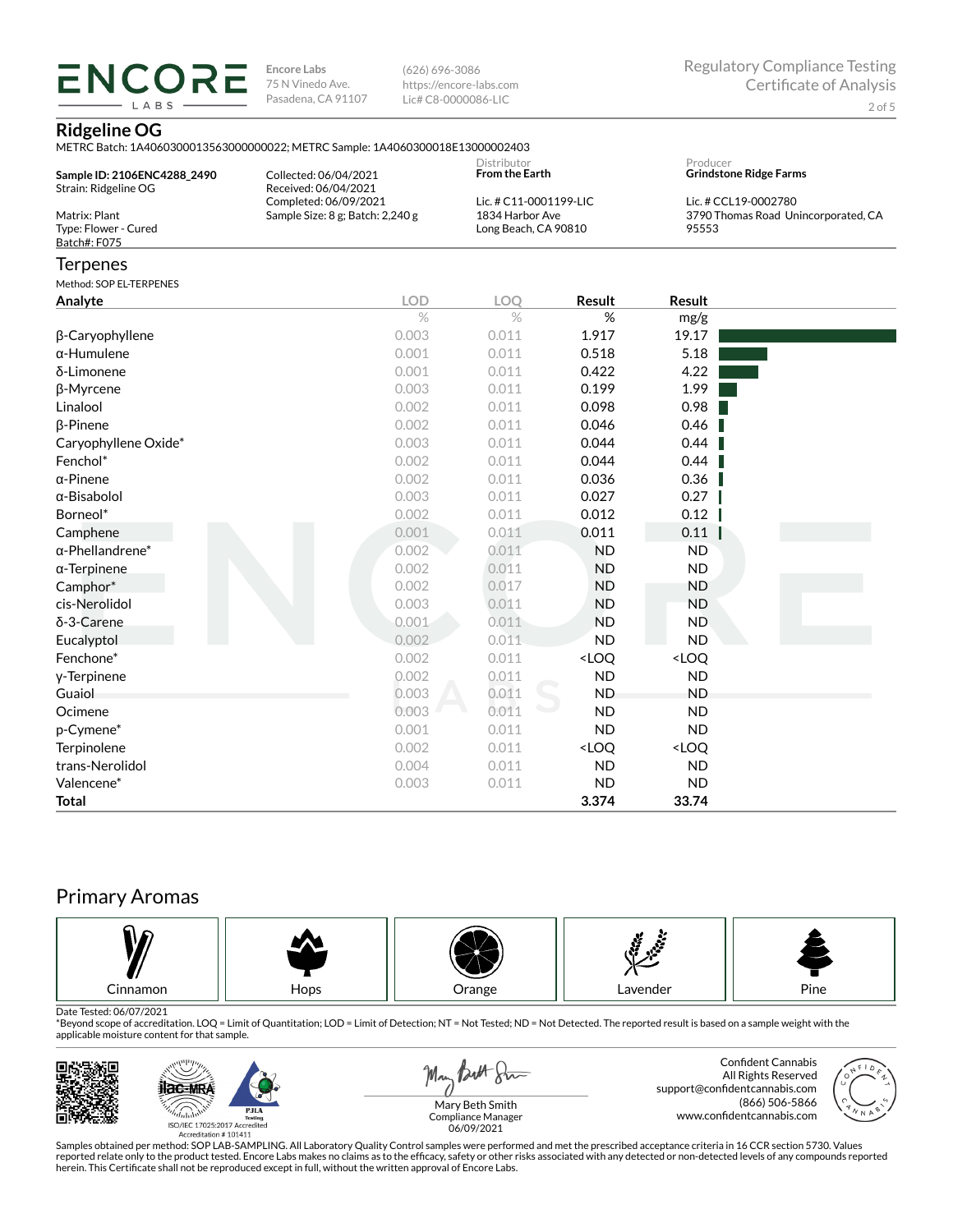**Encore Labs**
75 N Vinedo Ave.
Pasadena, CA 91107

(626) 696-3086
https://encore-labs.com
Lic# C8-0000086-LIC

Regulatory Compliance Testing
Certificate of Analysis

## Ridgeline OG

METRC Batch: 1A4060300013563000000022; METRC Sample: 1A4060300018E13000002403

**Sample ID: 2106ENC4288_2490**
Strain: Ridgeline OG

Matrix: Plant
Type: Flower - Cured
Batch#: F075

Collected: 06/04/2021
Received: 06/04/2021
Completed: 06/09/2021
Sample Size: 8 g; Batch: 2,240 g

Distributor
**From the Earth**

Lic. # C11-0001199-LIC
1834 Harbor Ave
Long Beach, CA 90810

Producer
**Grindstone Ridge Farms**

Lic. # CCL19-0002780
3790 Thomas Road Unincorporated, CA 95553

## Terpenes

Method: SOP EL-TERPENES

| Analyte | LOD | LOQ | Result | Result |
|---|---|---|---|---|
| | % | % | % | mg/g |
| β-Caryophyllene | 0.003 | 0.011 | 1.917 | 19.17 |
| α-Humulene | 0.001 | 0.011 | 0.518 | 5.18 |
| δ-Limonene | 0.001 | 0.011 | 0.422 | 4.22 |
| β-Myrcene | 0.003 | 0.011 | 0.199 | 1.99 |
| Linalool | 0.002 | 0.011 | 0.098 | 0.98 |
| β-Pinene | 0.002 | 0.011 | 0.046 | 0.46 |
| Caryophyllene Oxide* | 0.003 | 0.011 | 0.044 | 0.44 |
| Fenchol* | 0.002 | 0.011 | 0.044 | 0.44 |
| α-Pinene | 0.002 | 0.011 | 0.036 | 0.36 |
| α-Bisabolol | 0.003 | 0.011 | 0.027 | 0.27 |
| Borneol* | 0.002 | 0.011 | 0.012 | 0.12 |
| Camphene | 0.001 | 0.011 | 0.011 | 0.11 |
| α-Phellandrene* | 0.002 | 0.011 | ND | ND |
| α-Terpinene | 0.002 | 0.011 | ND | ND |
| Camphor* | 0.002 | 0.017 | ND | ND |
| cis-Nerolidol | 0.003 | 0.011 | ND | ND |
| δ-3-Carene | 0.001 | 0.011 | ND | ND |
| Eucalyptol | 0.002 | 0.011 | ND | ND |
| Fenchone* | 0.002 | 0.011 | <LOQ | <LOQ |
| γ-Terpinene | 0.002 | 0.011 | ND | ND |
| Guaiol | 0.003 | 0.011 | ND | ND |
| Ocimene | 0.003 | 0.011 | ND | ND |
| p-Cymene* | 0.001 | 0.011 | ND | ND |
| Terpinolene | 0.002 | 0.011 | <LOQ | <LOQ |
| trans-Nerolidol | 0.004 | 0.011 | ND | ND |
| Valencene* | 0.003 | 0.011 | ND | ND |
| **Total** | | | **3.374** | **33.74** |

## Primary Aromas

Cinnamon | Hops | Orange | Lavender | Pine

Date Tested: 06/07/2021
*Beyond scope of accreditation. LOQ = Limit of Quantitation; LOD = Limit of Detection; NT = Not Tested; ND = Not Detected. The reported result is based on a sample weight with the applicable moisture content for that sample.

ISO/IEC 17025:2017 Accredited
Accreditation # 101411

Mary Beth Smith
Compliance Manager
06/09/2021

Confident Cannabis
All Rights Reserved
support@confidentcannabis.com
(866) 506-5866
www.confidentcannabis.com

Samples obtained per method: SOP LAB-SAMPLING. All Laboratory Quality Control samples were performed and met the prescribed acceptance criteria in 16 CCR section 5730. Values reported relate only to the product tested. Encore Labs makes no claims as to the efficacy, safety or other risks associated with any detected or non-detected levels of any compounds reported herein. This Certificate shall not be reproduced except in full, without the written approval of Encore Labs.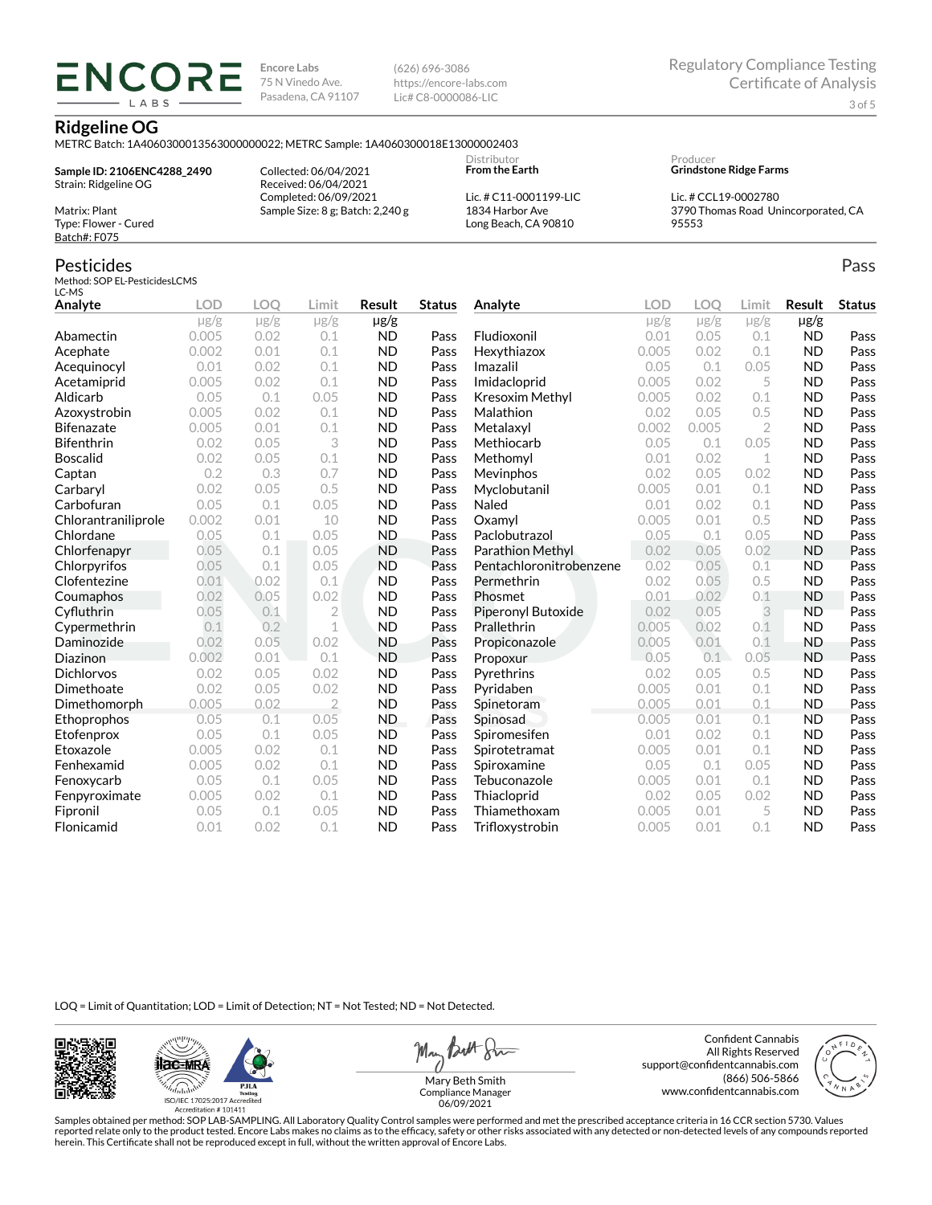**ENCORE LABS**

Encore Labs
75 N Vinedo Ave.
Pasadena, CA 91107

(626) 696-3086
https://encore-labs.com
Lic# C8-0000086-LIC

Regulatory Compliance Testing
Certificate of Analysis

# Ridgeline OG

METRC Batch: 1A4060300013563000000022; METRC Sample: 1A4060300018E13000002403

**Sample ID: 2106ENC4288_2490**
Strain: Ridgeline OG

Matrix: Plant
Type: Flower - Cured
Batch#: F075

Collected: 06/04/2021
Received: 06/04/2021
Completed: 06/09/2021
Sample Size: 8 g; Batch: 2,240 g

Distributor
**From the Earth**

Lic. # C11-0001199-LIC
1834 Harbor Ave
Long Beach, CA 90810

Producer
**Grindstone Ridge Farms**

Lic. # CCL19-0002780
3790 Thomas Road Unincorporated, CA 95553

## Pesticides

Pass

Method: SOP EL-PesticidesLCMS
LC-MS

| Analyte | LOD | LOQ | Limit | Result | Status |
|---|---|---|---|---|---|
| | μg/g | μg/g | μg/g | μg/g | |
| Abamectin | 0.005 | 0.02 | 0.1 | ND | Pass |
| Acephate | 0.002 | 0.01 | 0.1 | ND | Pass |
| Acequinocyl | 0.01 | 0.02 | 0.1 | ND | Pass |
| Acetamiprid | 0.005 | 0.02 | 0.1 | ND | Pass |
| Aldicarb | 0.05 | 0.1 | 0.05 | ND | Pass |
| Azoxystrobin | 0.005 | 0.02 | 0.1 | ND | Pass |
| Bifenazate | 0.005 | 0.01 | 0.1 | ND | Pass |
| Bifenthrin | 0.02 | 0.05 | 3 | ND | Pass |
| Boscalid | 0.02 | 0.05 | 0.1 | ND | Pass |
| Captan | 0.2 | 0.3 | 0.7 | ND | Pass |
| Carbaryl | 0.02 | 0.05 | 0.5 | ND | Pass |
| Carbofuran | 0.05 | 0.1 | 0.05 | ND | Pass |
| Chlorantraniliprole | 0.002 | 0.01 | 10 | ND | Pass |
| Chlordane | 0.05 | 0.1 | 0.05 | ND | Pass |
| Chlorfenapyr | 0.05 | 0.1 | 0.05 | ND | Pass |
| Chlorpyrifos | 0.05 | 0.1 | 0.05 | ND | Pass |
| Clofentezine | 0.01 | 0.02 | 0.1 | ND | Pass |
| Coumaphos | 0.02 | 0.05 | 0.02 | ND | Pass |
| Cyfluthrin | 0.05 | 0.1 | 2 | ND | Pass |
| Cypermethrin | 0.1 | 0.2 | 1 | ND | Pass |
| Daminozide | 0.02 | 0.05 | 0.02 | ND | Pass |
| Diazinon | 0.002 | 0.01 | 0.1 | ND | Pass |
| Dichlorvos | 0.02 | 0.05 | 0.02 | ND | Pass |
| Dimethoate | 0.02 | 0.05 | 0.02 | ND | Pass |
| Dimethomorph | 0.005 | 0.02 | 2 | ND | Pass |
| Ethoprophos | 0.05 | 0.1 | 0.05 | ND | Pass |
| Etofenprox | 0.05 | 0.1 | 0.05 | ND | Pass |
| Etoxazole | 0.005 | 0.02 | 0.1 | ND | Pass |
| Fenhexamid | 0.005 | 0.02 | 0.1 | ND | Pass |
| Fenoxycarb | 0.05 | 0.1 | 0.05 | ND | Pass |
| Fenpyroximate | 0.005 | 0.02 | 0.1 | ND | Pass |
| Fipronil | 0.05 | 0.1 | 0.05 | ND | Pass |
| Flonicamid | 0.01 | 0.02 | 0.1 | ND | Pass |
| Fludioxonil | 0.01 | 0.05 | 0.1 | ND | Pass |
| Hexythiazox | 0.005 | 0.02 | 0.1 | ND | Pass |
| Imazalil | 0.05 | 0.1 | 0.05 | ND | Pass |
| Imidacloprid | 0.005 | 0.02 | 5 | ND | Pass |
| Kresoxim Methyl | 0.005 | 0.02 | 0.1 | ND | Pass |
| Malathion | 0.02 | 0.05 | 0.5 | ND | Pass |
| Metalaxyl | 0.002 | 0.005 | 2 | ND | Pass |
| Methiocarb | 0.05 | 0.1 | 0.05 | ND | Pass |
| Methomyl | 0.01 | 0.02 | 1 | ND | Pass |
| Mevinphos | 0.02 | 0.05 | 0.02 | ND | Pass |
| Myclobutanil | 0.005 | 0.01 | 0.1 | ND | Pass |
| Naled | 0.01 | 0.02 | 0.1 | ND | Pass |
| Oxamyl | 0.005 | 0.01 | 0.5 | ND | Pass |
| Paclobutrazol | 0.05 | 0.1 | 0.05 | ND | Pass |
| Parathion Methyl | 0.02 | 0.05 | 0.02 | ND | Pass |
| Pentachloronitrobenzene | 0.02 | 0.05 | 0.1 | ND | Pass |
| Permethrin | 0.02 | 0.05 | 0.5 | ND | Pass |
| Phosmet | 0.01 | 0.02 | 0.1 | ND | Pass |
| Piperonyl Butoxide | 0.02 | 0.05 | 3 | ND | Pass |
| Prallethrin | 0.005 | 0.02 | 0.1 | ND | Pass |
| Propiconazole | 0.005 | 0.01 | 0.1 | ND | Pass |
| Propoxur | 0.05 | 0.1 | 0.05 | ND | Pass |
| Pyrethrins | 0.02 | 0.05 | 0.5 | ND | Pass |
| Pyridaben | 0.005 | 0.01 | 0.1 | ND | Pass |
| Spinetoram | 0.005 | 0.01 | 0.1 | ND | Pass |
| Spinosad | 0.005 | 0.01 | 0.1 | ND | Pass |
| Spiromesifen | 0.01 | 0.02 | 0.1 | ND | Pass |
| Spirotetramat | 0.005 | 0.01 | 0.1 | ND | Pass |
| Spiroxamine | 0.05 | 0.1 | 0.05 | ND | Pass |
| Tebuconazole | 0.005 | 0.01 | 0.1 | ND | Pass |
| Thiacloprid | 0.02 | 0.05 | 0.02 | ND | Pass |
| Thiamethoxam | 0.005 | 0.01 | 5 | ND | Pass |
| Trifloxystrobin | 0.005 | 0.01 | 0.1 | ND | Pass |

LOQ = Limit of Quantitation; LOD = Limit of Detection; NT = Not Tested; ND = Not Detected.

ISO/IEC 17025:2017 Accredited
Accreditation # 101411

Mary Beth Smith
Compliance Manager
06/09/2021

Confident Cannabis
All Rights Reserved
support@confidentcannabis.com
(866) 506-5866
www.confidentcannabis.com

Samples obtained per method: SOP LAB-SAMPLING. All Laboratory Quality Control samples were performed and met the prescribed acceptance criteria in 16 CCR section 5730. Values reported relate only to the product tested. Encore Labs makes no claims as to the efficacy, safety or other risks associated with any detected or non-detected levels of any compounds reported herein. This Certificate shall not be reproduced except in full, without the written approval of Encore Labs.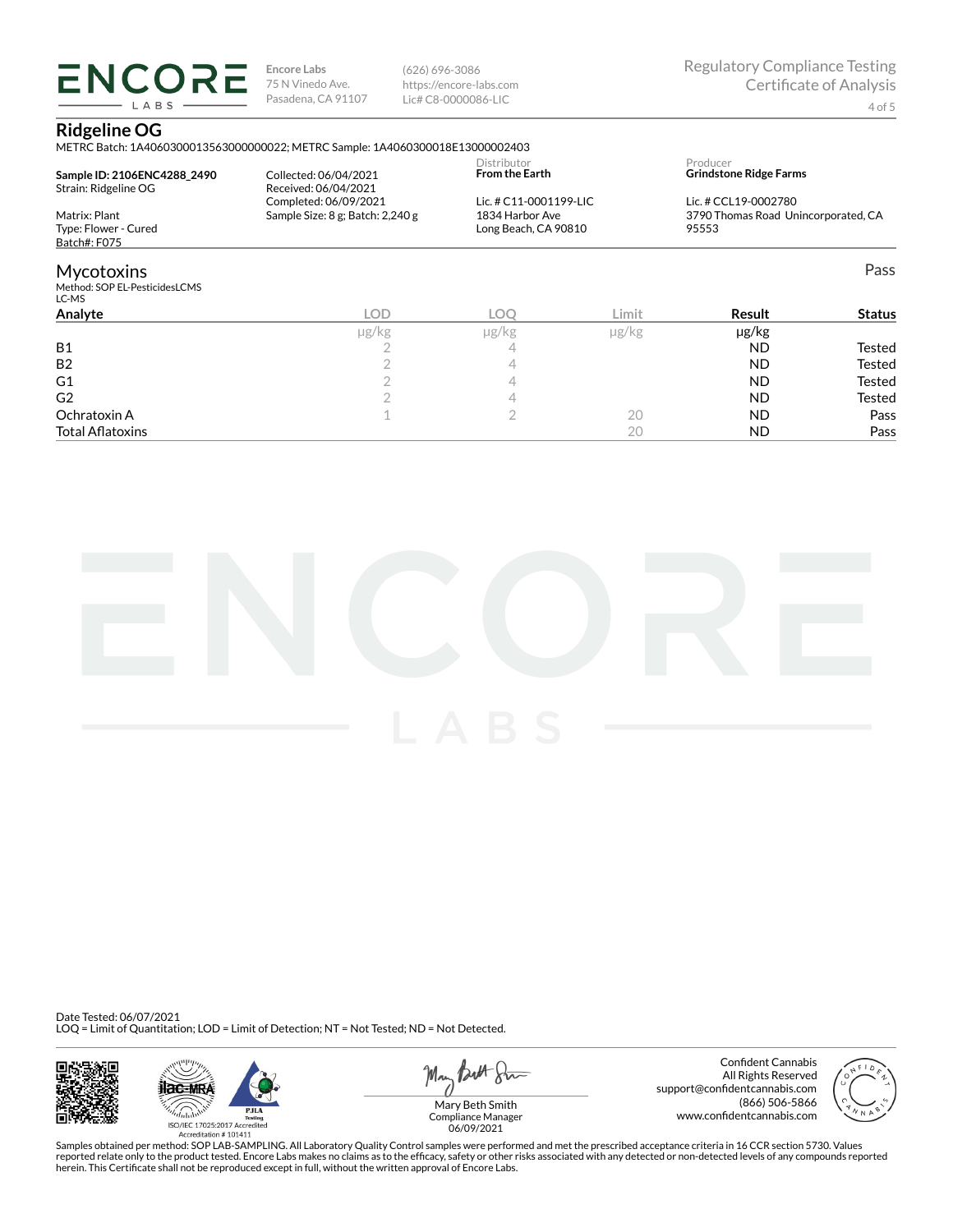**Encore Labs**
75 N Vinedo Ave.
Pasadena, CA 91107

(626) 696-3086
https://encore-labs.com
Lic# C8-0000086-LIC

Regulatory Compliance Testing
Certificate of Analysis

## Ridgeline OG

METRC Batch: 1A4060300013563000000022; METRC Sample: 1A4060300018E13000002403

**Sample ID: 2106ENC4288_2490**
Strain: Ridgeline OG

Matrix: Plant
Type: Flower - Cured
Batch#: F075

Collected: 06/04/2021
Received: 06/04/2021
Completed: 06/09/2021
Sample Size: 8 g; Batch: 2,240 g

Distributor
**From the Earth**

Lic. # C11-0001199-LIC
1834 Harbor Ave
Long Beach, CA 90810

Producer
**Grindstone Ridge Farms**

Lic. # CCL19-0002780
3790 Thomas Road Unincorporated, CA 95553

## Mycotoxins

Pass

Method: SOP EL-PesticidesLCMS
LC-MS

| Analyte | LOD | LOQ | Limit | Result | Status |
|---|---|---|---|---|---|
| | μg/kg | μg/kg | μg/kg | μg/kg | |
| B1 | 2 | 4 | | ND | Tested |
| B2 | 2 | 4 | | ND | Tested |
| G1 | 2 | 4 | | ND | Tested |
| G2 | 2 | 4 | | ND | Tested |
| Ochratoxin A | 1 | 2 | 20 | ND | Pass |
| Total Aflatoxins | | | 20 | ND | Pass |

Date Tested: 06/07/2021
LOQ = Limit of Quantitation; LOD = Limit of Detection; NT = Not Tested; ND = Not Detected.

ISO/IEC 17025:2017 Accredited
Accreditation # 101411

Mary Beth Smith
Compliance Manager
06/09/2021

Confident Cannabis
All Rights Reserved
support@confidentcannabis.com
(866) 506-5866
www.confidentcannabis.com

Samples obtained per method: SOP LAB-SAMPLING. All Laboratory Quality Control samples were performed and met the prescribed acceptance criteria in 16 CCR section 5730. Values reported relate only to the product tested. Encore Labs makes no claims as to the efficacy, safety or other risks associated with any detected or non-detected levels of any compounds reported herein. This Certificate shall not be reproduced except in full, without the written approval of Encore Labs.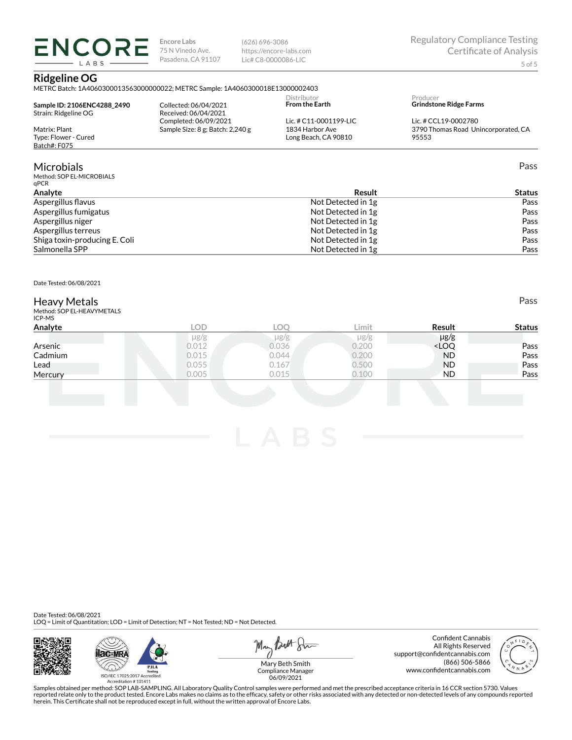ENCORE LABS

Encore Labs
75 N Vinedo Ave.
Pasadena, CA 91107

(626) 696-3086
https://encore-labs.com
Lic# C8-0000086-LIC

Regulatory Compliance Testing
Certificate of Analysis

# Ridgeline OG

METRC Batch: 1A4060300013563000000022; METRC Sample: 1A4060300018E13000002403

**Sample ID: 2106ENC4288_2490**
Strain: Ridgeline OG

Matrix: Plant
Type: Flower - Cured
Batch#: F075

Collected: 06/04/2021
Received: 06/04/2021
Completed: 06/09/2021
Sample Size: 8 g; Batch: 2,240 g

Distributor
**From the Earth**

Lic. # C11-0001199-LIC
1834 Harbor Ave
Long Beach, CA 90810

Producer
**Grindstone Ridge Farms**

Lic. # CCL19-0002780
3790 Thomas Road Unincorporated, CA 95553

## Microbials

Pass

Method: SOP EL-MICROBIALS
qPCR

| Analyte | Result | Status |
|---|---|---|
| Aspergillus flavus | Not Detected in 1g | Pass |
| Aspergillus fumigatus | Not Detected in 1g | Pass |
| Aspergillus niger | Not Detected in 1g | Pass |
| Aspergillus terreus | Not Detected in 1g | Pass |
| Shiga toxin-producing E. Coli | Not Detected in 1g | Pass |
| Salmonella SPP | Not Detected in 1g | Pass |

Date Tested: 06/08/2021

## Heavy Metals

Pass

Method: SOP EL-HEAVYMETALS
ICP-MS

| Analyte | LOD | LOQ | Limit | Result | Status |
|---|---|---|---|---|---|
| | μg/g | μg/g | μg/g | μg/g | |
| Arsenic | 0.012 | 0.036 | 0.200 | <LOQ | Pass |
| Cadmium | 0.015 | 0.044 | 0.200 | ND | Pass |
| Lead | 0.055 | 0.167 | 0.500 | ND | Pass |
| Mercury | 0.005 | 0.015 | 0.100 | ND | Pass |

Date Tested: 06/08/2021
LOQ = Limit of Quantitation; LOD = Limit of Detection; NT = Not Tested; ND = Not Detected.

ISO/IEC 17025:2017 Accredited
Accreditation # 101411

Mary Beth Smith
Compliance Manager
06/09/2021

Confident Cannabis
All Rights Reserved
support@confidentcannabis.com
(866) 506-5866
www.confidentcannabis.com

Samples obtained per method: SOP LAB-SAMPLING. All Laboratory Quality Control samples were performed and met the prescribed acceptance criteria in 16 CCR section 5730. Values reported relate only to the product tested. Encore Labs makes no claims as to the efficacy, safety or other risks associated with any detected or non-detected levels of any compounds reported herein. This Certificate shall not be reproduced except in full, without the written approval of Encore Labs.